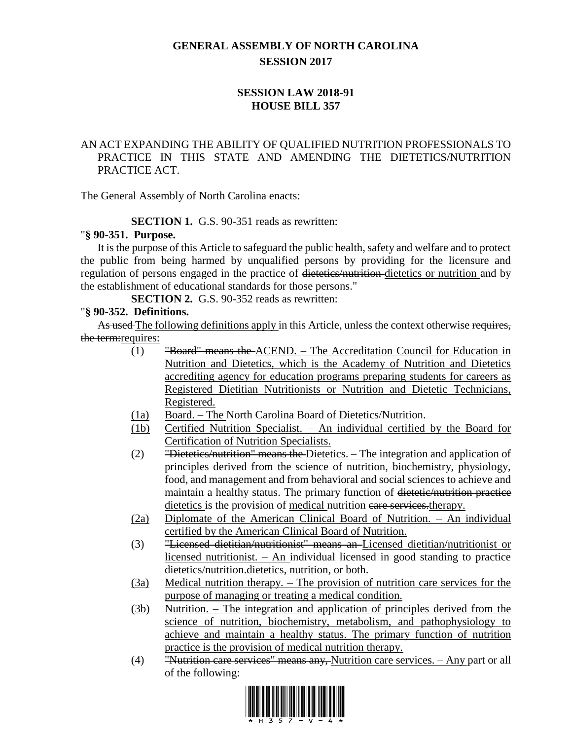# GENERAL ASSEMBLY OF NORTH CAROLINA
## SESSION 2017

## SESSION LAW 2018-91
## HOUSE BILL 357

AN ACT EXPANDING THE ABILITY OF QUALIFIED NUTRITION PROFESSIONALS TO PRACTICE IN THIS STATE AND AMENDING THE DIETETICS/NUTRITION PRACTICE ACT.

The General Assembly of North Carolina enacts:

**SECTION 1.** G.S. 90-351 reads as rewritten:

"**§ 90-351. Purpose.**

It is the purpose of this Article to safeguard the public health, safety and welfare and to protect the public from being harmed by unqualified persons by providing for the licensure and regulation of persons engaged in the practice of ~~dietetics/nutrition~~ <u>dietetics or nutrition</u> and by the establishment of educational standards for those persons."

**SECTION 2.** G.S. 90-352 reads as rewritten:

"**§ 90-352. Definitions.**

~~As used~~ <u>The following definitions apply</u> in this Article, unless the context otherwise ~~requires, the term:~~<u>requires:</u>

(1) ~~"Board" means the~~ <u>ACEND. – The Accreditation Council for Education in Nutrition and Dietetics, which is the Academy of Nutrition and Dietetics accrediting agency for education programs preparing students for careers as Registered Dietitian Nutritionists or Nutrition and Dietetic Technicians, Registered.</u>

<u>(1a)</u> <u>Board. – The</u> North Carolina Board of Dietetics/Nutrition.

<u>(1b)</u> <u>Certified Nutrition Specialist. – An individual certified by the Board for Certification of Nutrition Specialists.</u>

(2) ~~"Dietetics/nutrition" means the~~ <u>Dietetics. – The</u> integration and application of principles derived from the science of nutrition, biochemistry, physiology, food, and management and from behavioral and social sciences to achieve and maintain a healthy status. The primary function of ~~dietetic/nutrition practice~~ <u>dietetics</u> is the provision of <u>medical</u> nutrition ~~care services.~~<u>therapy.</u>

<u>(2a)</u> <u>Diplomate of the American Clinical Board of Nutrition. – An individual certified by the American Clinical Board of Nutrition.</u>

(3) ~~"Licensed dietitian/nutritionist" means an~~ <u>Licensed dietitian/nutritionist or licensed nutritionist. – An</u> individual licensed in good standing to practice ~~dietetics/nutrition.~~<u>dietetics, nutrition, or both.</u>

<u>(3a)</u> <u>Medical nutrition therapy. – The provision of nutrition care services for the purpose of managing or treating a medical condition.</u>

<u>(3b)</u> <u>Nutrition. – The integration and application of principles derived from the science of nutrition, biochemistry, metabolism, and pathophysiology to achieve and maintain a healthy status. The primary function of nutrition practice is the provision of medical nutrition therapy.</u>

(4) ~~"Nutrition care services" means any,~~ <u>Nutrition care services. – Any</u> part or all of the following: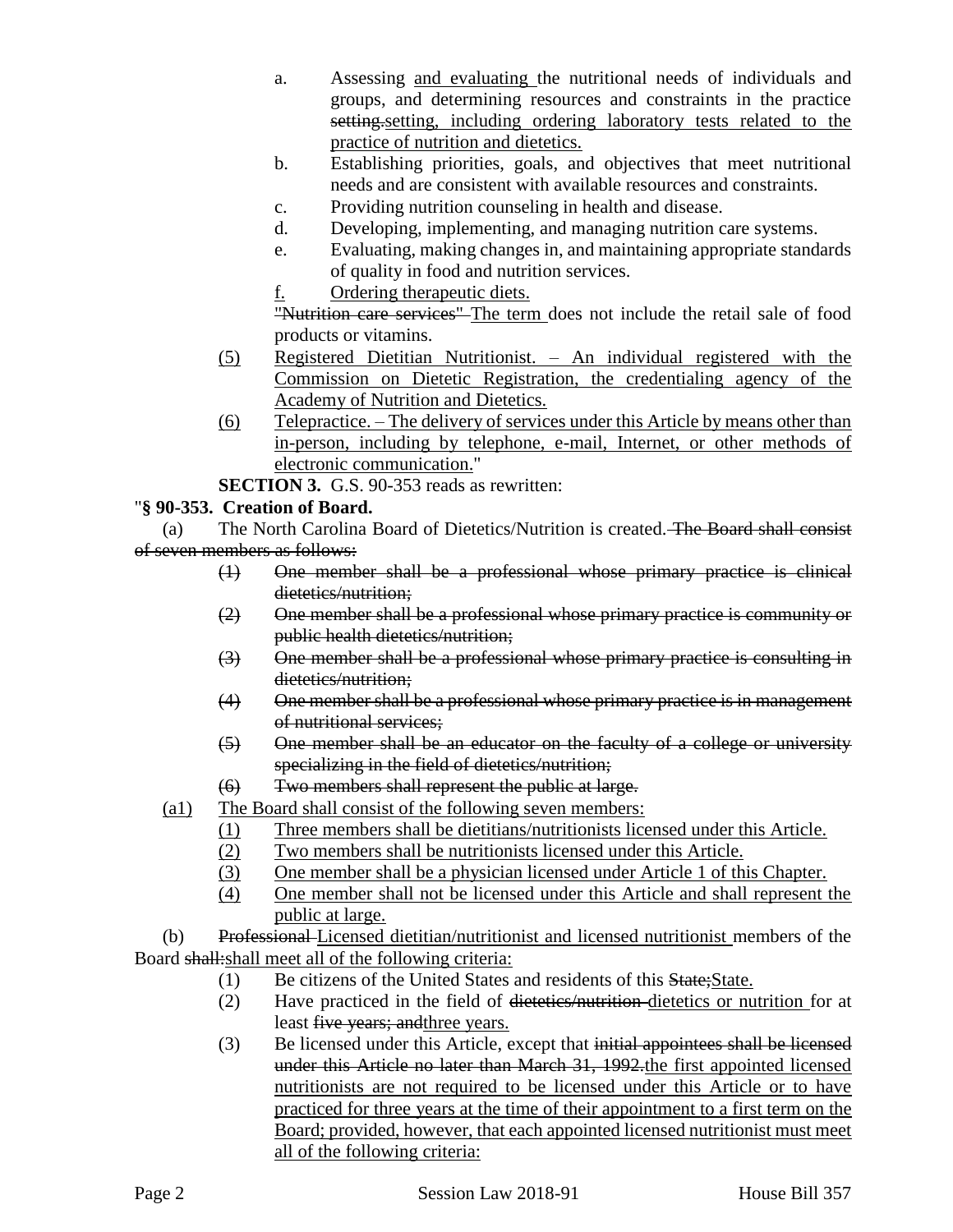a. Assessing and evaluating the nutritional needs of individuals and groups, and determining resources and constraints in the practice ~~setting.~~setting, including ordering laboratory tests related to the practice of nutrition and dietetics.

b. Establishing priorities, goals, and objectives that meet nutritional needs and are consistent with available resources and constraints.

c. Providing nutrition counseling in health and disease.

d. Developing, implementing, and managing nutrition care systems.

e. Evaluating, making changes in, and maintaining appropriate standards of quality in food and nutrition services.

f. Ordering therapeutic diets.

~~"Nutrition care services"~~ The term does not include the retail sale of food products or vitamins.

(5) Registered Dietitian Nutritionist. – An individual registered with the Commission on Dietetic Registration, the credentialing agency of the Academy of Nutrition and Dietetics.

(6) Telepractice. – The delivery of services under this Article by means other than in-person, including by telephone, e-mail, Internet, or other methods of electronic communication."

**SECTION 3.** G.S. 90-353 reads as rewritten:

"**§ 90-353. Creation of Board.**

(a) The North Carolina Board of Dietetics/Nutrition is created. ~~The Board shall consist of seven members as follows:~~

~~(1) One member shall be a professional whose primary practice is clinical dietetics/nutrition;~~

~~(2) One member shall be a professional whose primary practice is community or public health dietetics/nutrition;~~

~~(3) One member shall be a professional whose primary practice is consulting in dietetics/nutrition;~~

~~(4) One member shall be a professional whose primary practice is in management of nutritional services;~~

~~(5) One member shall be an educator on the faculty of a college or university specializing in the field of dietetics/nutrition;~~

~~(6) Two members shall represent the public at large.~~

(a1) The Board shall consist of the following seven members:

(1) Three members shall be dietitians/nutritionists licensed under this Article.

(2) Two members shall be nutritionists licensed under this Article.

(3) One member shall be a physician licensed under Article 1 of this Chapter.

(4) One member shall not be licensed under this Article and shall represent the public at large.

(b) ~~Professional~~ Licensed dietitian/nutritionist and licensed nutritionist members of the Board ~~shall:~~shall meet all of the following criteria:

(1) Be citizens of the United States and residents of this ~~State;~~State.

(2) Have practiced in the field of ~~dietetics/nutrition~~ dietetics or nutrition for at least ~~five years; and~~three years.

(3) Be licensed under this Article, except that ~~initial appointees shall be licensed under this Article no later than March 31, 1992.~~the first appointed licensed nutritionists are not required to be licensed under this Article or to have practiced for three years at the time of their appointment to a first term on the Board; provided, however, that each appointed licensed nutritionist must meet all of the following criteria: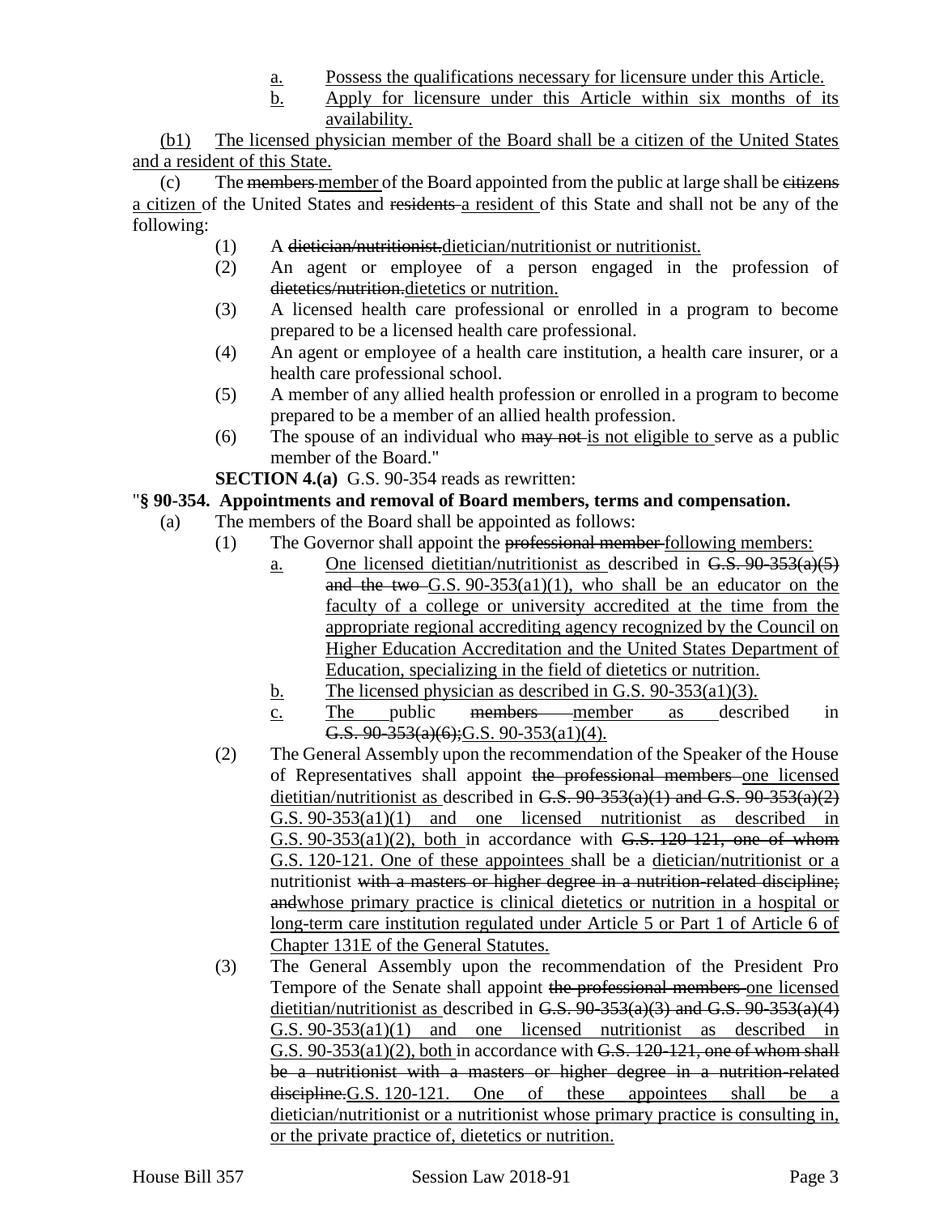a. Possess the qualifications necessary for licensure under this Article.

b. Apply for licensure under this Article within six months of its availability.

(b1) The licensed physician member of the Board shall be a citizen of the United States and a resident of this State.

(c) The ~~members~~ member of the Board appointed from the public at large shall be ~~citizens~~ a citizen of the United States and ~~residents~~ a resident of this State and shall not be any of the following:

(1) A ~~dietician/nutritionist.~~dietician/nutritionist or nutritionist.

(2) An agent or employee of a person engaged in the profession of ~~dietetics/nutrition.~~dietetics or nutrition.

(3) A licensed health care professional or enrolled in a program to become prepared to be a licensed health care professional.

(4) An agent or employee of a health care institution, a health care insurer, or a health care professional school.

(5) A member of any allied health profession or enrolled in a program to become prepared to be a member of an allied health profession.

(6) The spouse of an individual who ~~may not~~ is not eligible to serve as a public member of the Board."

**SECTION 4.(a)** G.S. 90-354 reads as rewritten:

"**§ 90-354. Appointments and removal of Board members, terms and compensation.**

(a) The members of the Board shall be appointed as follows:

(1) The Governor shall appoint the ~~professional member~~ following members:

a. One licensed dietitian/nutritionist as described in ~~G.S. 90-353(a)(5) and the two~~ G.S. 90-353(a1)(1), who shall be an educator on the faculty of a college or university accredited at the time from the appropriate regional accrediting agency recognized by the Council on Higher Education Accreditation and the United States Department of Education, specializing in the field of dietetics or nutrition.

b. The licensed physician as described in G.S. 90-353(a1)(3).

c. The public ~~members~~ member as described in ~~G.S. 90-353(a)(6);~~G.S. 90-353(a1)(4).

(2) The General Assembly upon the recommendation of the Speaker of the House of Representatives shall appoint ~~the professional members~~ one licensed dietitian/nutritionist as described in ~~G.S. 90-353(a)(1) and G.S. 90-353(a)(2)~~ G.S. 90-353(a1)(1) and one licensed nutritionist as described in G.S. 90-353(a1)(2), both in accordance with ~~G.S. 120-121, one of whom~~ G.S. 120-121. One of these appointees shall be a dietician/nutritionist or a nutritionist ~~with a masters or higher degree in a nutrition-related discipline; and~~whose primary practice is clinical dietetics or nutrition in a hospital or long-term care institution regulated under Article 5 or Part 1 of Article 6 of Chapter 131E of the General Statutes.

(3) The General Assembly upon the recommendation of the President Pro Tempore of the Senate shall appoint ~~the professional members~~ one licensed dietitian/nutritionist as described in ~~G.S. 90-353(a)(3) and G.S. 90-353(a)(4)~~ G.S. 90-353(a1)(1) and one licensed nutritionist as described in G.S. 90-353(a1)(2), both in accordance with ~~G.S. 120-121, one of whom shall be a nutritionist with a masters or higher degree in a nutrition-related discipline.~~G.S. 120-121. One of these appointees shall be a dietician/nutritionist or a nutritionist whose primary practice is consulting in, or the private practice of, dietetics or nutrition.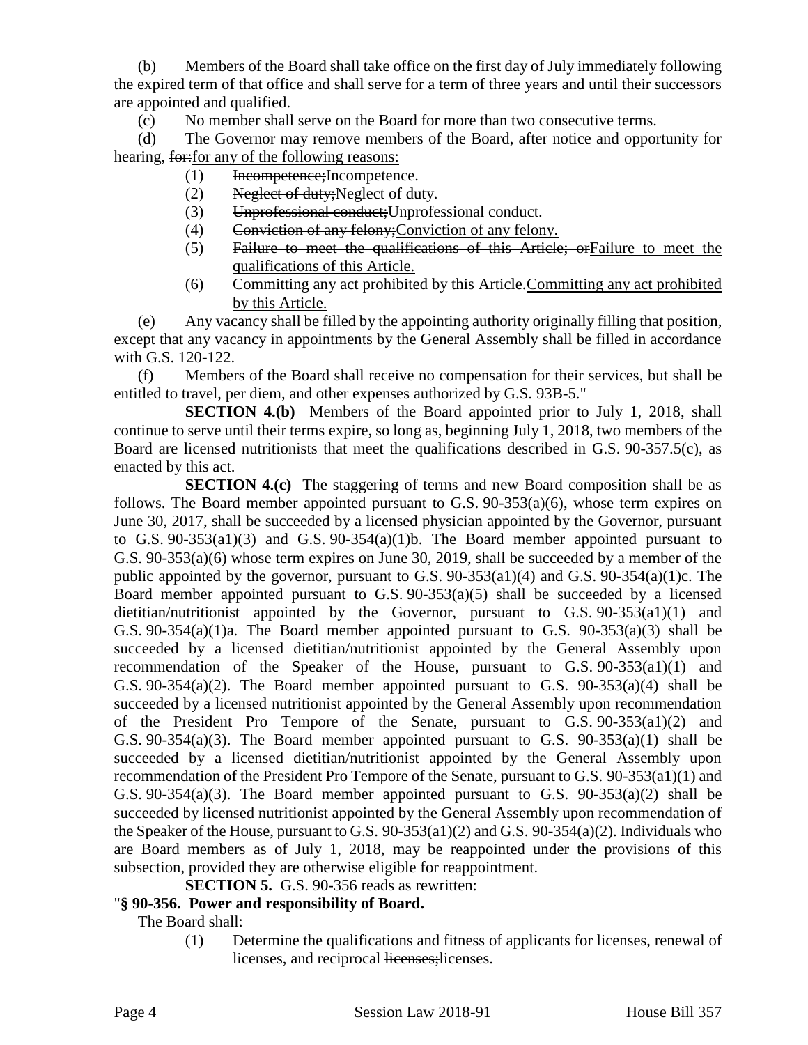(b) Members of the Board shall take office on the first day of July immediately following the expired term of that office and shall serve for a term of three years and until their successors are appointed and qualified.

(c) No member shall serve on the Board for more than two consecutive terms.

(d) The Governor may remove members of the Board, after notice and opportunity for hearing, ~~for:~~<u>for any of the following reasons:</u>

(1) ~~Incompetence;~~<u>Incompetence.</u>

(2) ~~Neglect of duty;~~<u>Neglect of duty.</u>

(3) ~~Unprofessional conduct;~~<u>Unprofessional conduct.</u>

(4) ~~Conviction of any felony;~~<u>Conviction of any felony.</u>

(5) ~~Failure to meet the qualifications of this Article; or~~<u>Failure to meet the qualifications of this Article.</u>

(6) ~~Committing any act prohibited by this Article.~~<u>Committing any act prohibited by this Article.</u>

(e) Any vacancy shall be filled by the appointing authority originally filling that position, except that any vacancy in appointments by the General Assembly shall be filled in accordance with G.S. 120-122.

(f) Members of the Board shall receive no compensation for their services, but shall be entitled to travel, per diem, and other expenses authorized by G.S. 93B-5."

**SECTION 4.(b)** Members of the Board appointed prior to July 1, 2018, shall continue to serve until their terms expire, so long as, beginning July 1, 2018, two members of the Board are licensed nutritionists that meet the qualifications described in G.S. 90-357.5(c), as enacted by this act.

**SECTION 4.(c)** The staggering of terms and new Board composition shall be as follows. The Board member appointed pursuant to G.S. 90-353(a)(6), whose term expires on June 30, 2017, shall be succeeded by a licensed physician appointed by the Governor, pursuant to G.S. 90-353(a1)(3) and G.S. 90-354(a)(1)b. The Board member appointed pursuant to G.S. 90-353(a)(6) whose term expires on June 30, 2019, shall be succeeded by a member of the public appointed by the governor, pursuant to G.S. 90-353(a1)(4) and G.S. 90-354(a)(1)c. The Board member appointed pursuant to G.S. 90-353(a)(5) shall be succeeded by a licensed dietitian/nutritionist appointed by the Governor, pursuant to G.S. 90-353(a1)(1) and G.S. 90-354(a)(1)a. The Board member appointed pursuant to G.S. 90-353(a)(3) shall be succeeded by a licensed dietitian/nutritionist appointed by the General Assembly upon recommendation of the Speaker of the House, pursuant to G.S. 90-353(a1)(1) and G.S. 90-354(a)(2). The Board member appointed pursuant to G.S. 90-353(a)(4) shall be succeeded by a licensed nutritionist appointed by the General Assembly upon recommendation of the President Pro Tempore of the Senate, pursuant to G.S. 90-353(a1)(2) and G.S. 90-354(a)(3). The Board member appointed pursuant to G.S. 90-353(a)(1) shall be succeeded by a licensed dietitian/nutritionist appointed by the General Assembly upon recommendation of the President Pro Tempore of the Senate, pursuant to G.S. 90-353(a1)(1) and G.S. 90-354(a)(3). The Board member appointed pursuant to G.S. 90-353(a)(2) shall be succeeded by licensed nutritionist appointed by the General Assembly upon recommendation of the Speaker of the House, pursuant to G.S. 90-353(a1)(2) and G.S. 90-354(a)(2). Individuals who are Board members as of July 1, 2018, may be reappointed under the provisions of this subsection, provided they are otherwise eligible for reappointment.

**SECTION 5.** G.S. 90-356 reads as rewritten:

"**§ 90-356. Power and responsibility of Board.**

The Board shall:

(1) Determine the qualifications and fitness of applicants for licenses, renewal of licenses, and reciprocal ~~licenses;~~<u>licenses.</u>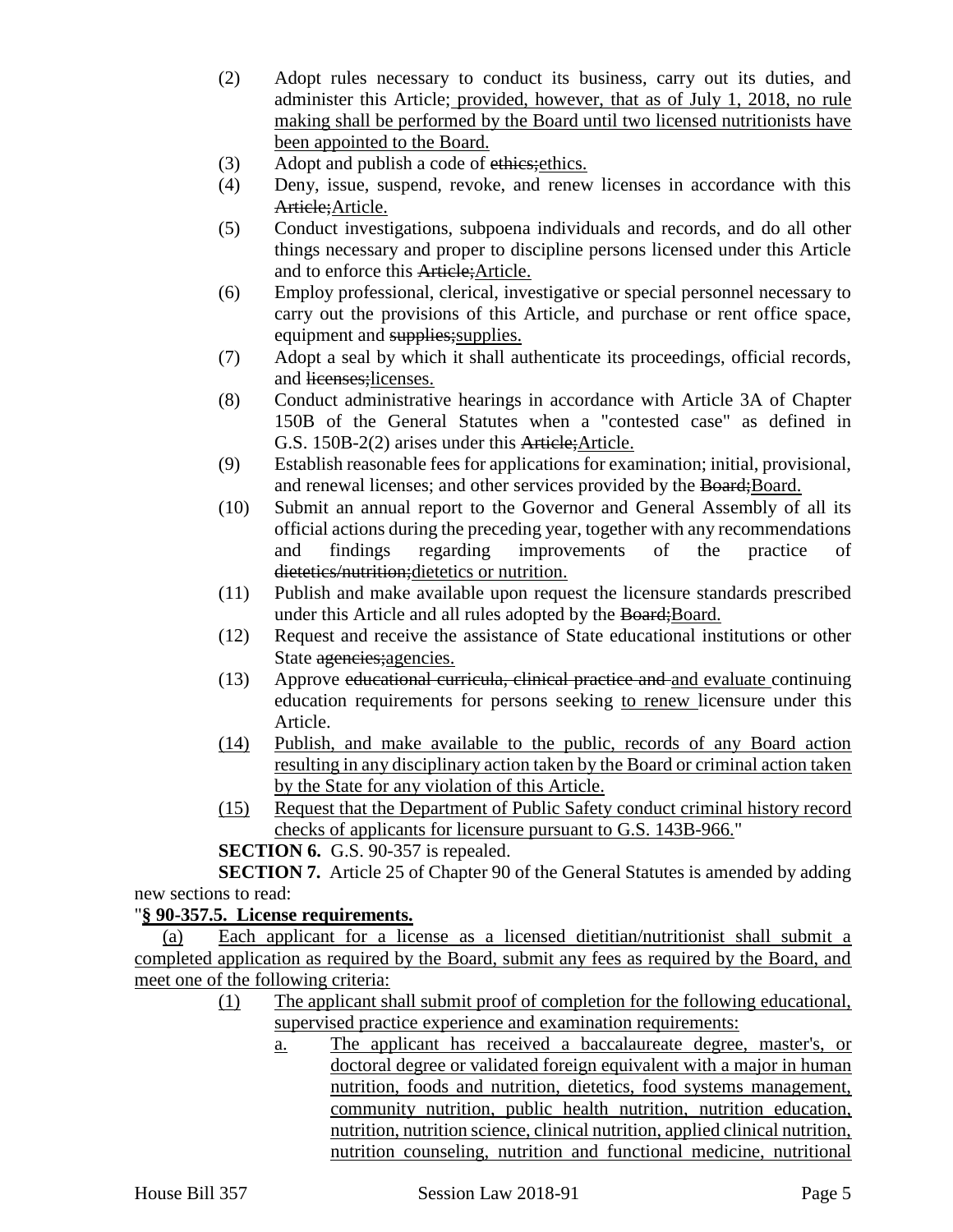(2) Adopt rules necessary to conduct its business, carry out its duties, and administer this Article; provided, however, that as of July 1, 2018, no rule making shall be performed by the Board until two licensed nutritionists have been appointed to the Board.

(3) Adopt and publish a code of ~~ethics;~~ethics.

(4) Deny, issue, suspend, revoke, and renew licenses in accordance with this ~~Article;~~Article.

(5) Conduct investigations, subpoena individuals and records, and do all other things necessary and proper to discipline persons licensed under this Article and to enforce this ~~Article;~~Article.

(6) Employ professional, clerical, investigative or special personnel necessary to carry out the provisions of this Article, and purchase or rent office space, equipment and ~~supplies;~~supplies.

(7) Adopt a seal by which it shall authenticate its proceedings, official records, and ~~licenses;~~licenses.

(8) Conduct administrative hearings in accordance with Article 3A of Chapter 150B of the General Statutes when a "contested case" as defined in G.S. 150B-2(2) arises under this ~~Article;~~Article.

(9) Establish reasonable fees for applications for examination; initial, provisional, and renewal licenses; and other services provided by the ~~Board;~~Board.

(10) Submit an annual report to the Governor and General Assembly of all its official actions during the preceding year, together with any recommendations and findings regarding improvements of the practice of ~~dietetics/nutrition;~~dietetics or nutrition.

(11) Publish and make available upon request the licensure standards prescribed under this Article and all rules adopted by the ~~Board;~~Board.

(12) Request and receive the assistance of State educational institutions or other State ~~agencies;~~agencies.

(13) Approve ~~educational curricula, clinical practice and~~ and evaluate continuing education requirements for persons seeking to renew licensure under this Article.

(14) Publish, and make available to the public, records of any Board action resulting in any disciplinary action taken by the Board or criminal action taken by the State for any violation of this Article.

(15) Request that the Department of Public Safety conduct criminal history record checks of applicants for licensure pursuant to G.S. 143B-966."

**SECTION 6.** G.S. 90-357 is repealed.

**SECTION 7.** Article 25 of Chapter 90 of the General Statutes is amended by adding new sections to read:

"**§ 90-357.5. License requirements.**

(a) Each applicant for a license as a licensed dietitian/nutritionist shall submit a completed application as required by the Board, submit any fees as required by the Board, and meet one of the following criteria:

(1) The applicant shall submit proof of completion for the following educational, supervised practice experience and examination requirements:

a. The applicant has received a baccalaureate degree, master's, or doctoral degree or validated foreign equivalent with a major in human nutrition, foods and nutrition, dietetics, food systems management, community nutrition, public health nutrition, nutrition education, nutrition, nutrition science, clinical nutrition, applied clinical nutrition, nutrition counseling, nutrition and functional medicine, nutritional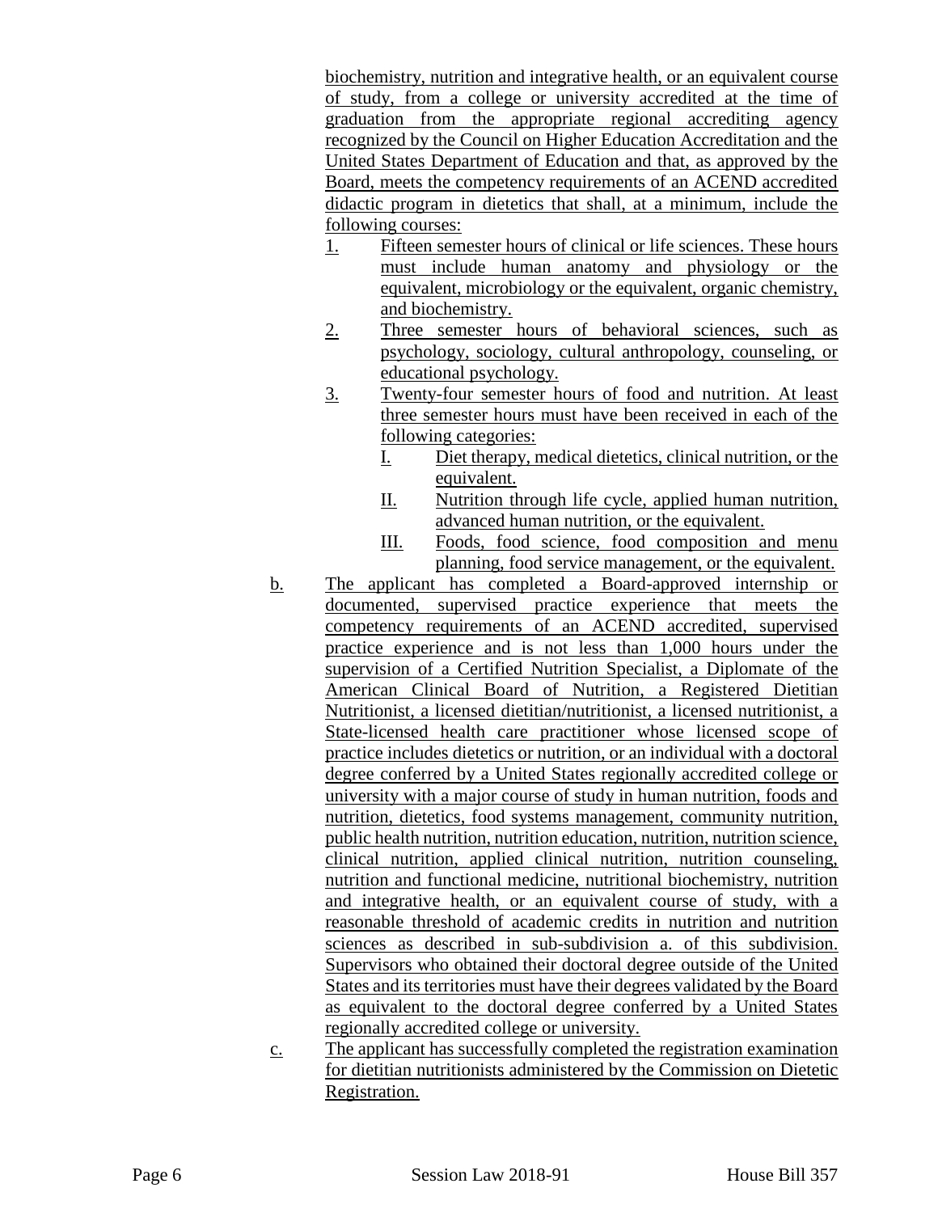biochemistry, nutrition and integrative health, or an equivalent course of study, from a college or university accredited at the time of graduation from the appropriate regional accrediting agency recognized by the Council on Higher Education Accreditation and the United States Department of Education and that, as approved by the Board, meets the competency requirements of an ACEND accredited didactic program in dietetics that shall, at a minimum, include the following courses:

1. Fifteen semester hours of clinical or life sciences. These hours must include human anatomy and physiology or the equivalent, microbiology or the equivalent, organic chemistry, and biochemistry.
2. Three semester hours of behavioral sciences, such as psychology, sociology, cultural anthropology, counseling, or educational psychology.
3. Twenty-four semester hours of food and nutrition. At least three semester hours must have been received in each of the following categories:
   - I. Diet therapy, medical dietetics, clinical nutrition, or the equivalent.
   - II. Nutrition through life cycle, applied human nutrition, advanced human nutrition, or the equivalent.
   - III. Foods, food science, food composition and menu planning, food service management, or the equivalent.

b. The applicant has completed a Board-approved internship or documented, supervised practice experience that meets the competency requirements of an ACEND accredited, supervised practice experience and is not less than 1,000 hours under the supervision of a Certified Nutrition Specialist, a Diplomate of the American Clinical Board of Nutrition, a Registered Dietitian Nutritionist, a licensed dietitian/nutritionist, a licensed nutritionist, a State-licensed health care practitioner whose licensed scope of practice includes dietetics or nutrition, or an individual with a doctoral degree conferred by a United States regionally accredited college or university with a major course of study in human nutrition, foods and nutrition, dietetics, food systems management, community nutrition, public health nutrition, nutrition education, nutrition, nutrition science, clinical nutrition, applied clinical nutrition, nutrition counseling, nutrition and functional medicine, nutritional biochemistry, nutrition and integrative health, or an equivalent course of study, with a reasonable threshold of academic credits in nutrition and nutrition sciences as described in sub-subdivision a. of this subdivision. Supervisors who obtained their doctoral degree outside of the United States and its territories must have their degrees validated by the Board as equivalent to the doctoral degree conferred by a United States regionally accredited college or university.

c. The applicant has successfully completed the registration examination for dietitian nutritionists administered by the Commission on Dietetic Registration.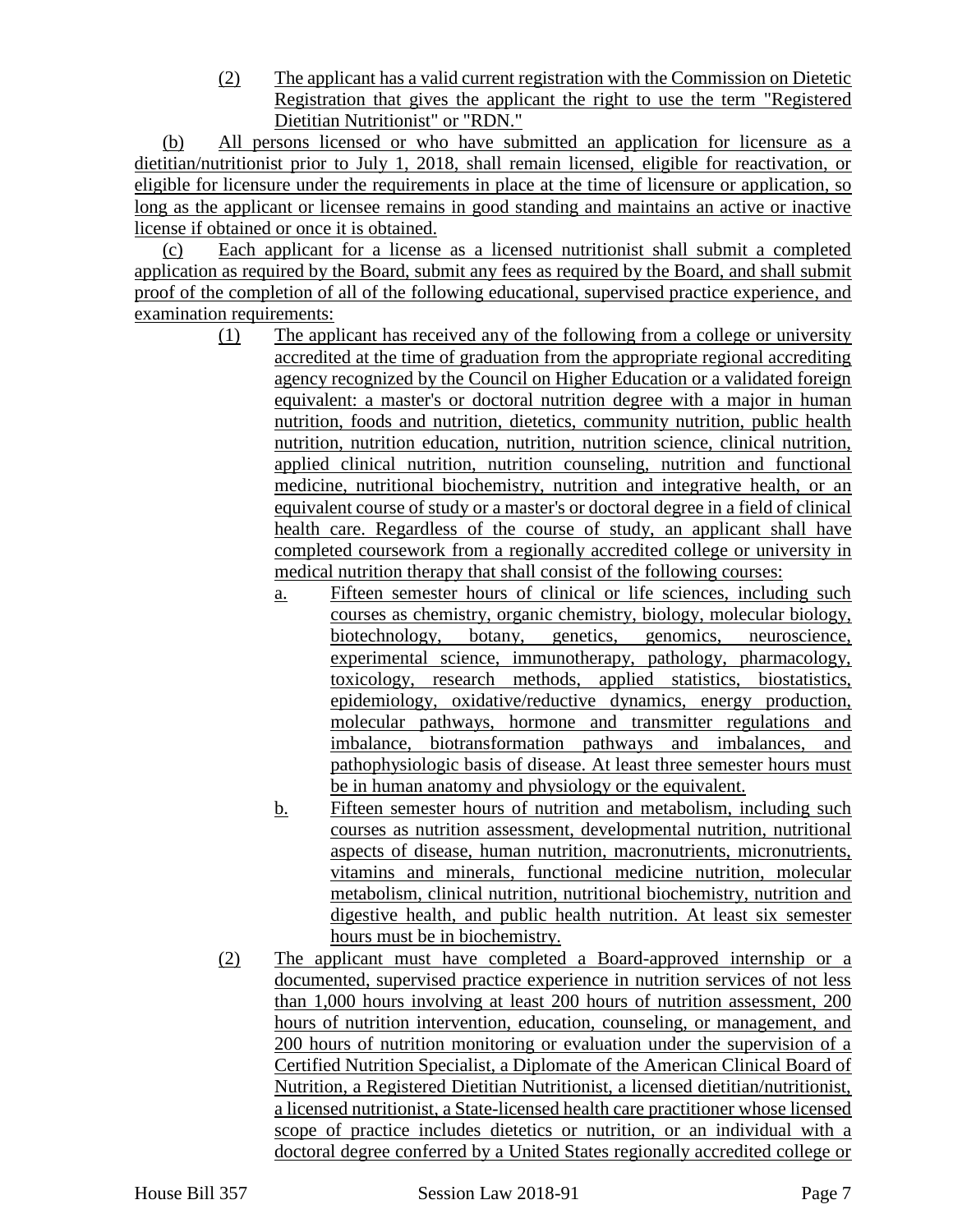(2) The applicant has a valid current registration with the Commission on Dietetic Registration that gives the applicant the right to use the term "Registered Dietitian Nutritionist" or "RDN."

(b) All persons licensed or who have submitted an application for licensure as a dietitian/nutritionist prior to July 1, 2018, shall remain licensed, eligible for reactivation, or eligible for licensure under the requirements in place at the time of licensure or application, so long as the applicant or licensee remains in good standing and maintains an active or inactive license if obtained or once it is obtained.

(c) Each applicant for a license as a licensed nutritionist shall submit a completed application as required by the Board, submit any fees as required by the Board, and shall submit proof of the completion of all of the following educational, supervised practice experience, and examination requirements:

(1) The applicant has received any of the following from a college or university accredited at the time of graduation from the appropriate regional accrediting agency recognized by the Council on Higher Education or a validated foreign equivalent: a master's or doctoral nutrition degree with a major in human nutrition, foods and nutrition, dietetics, community nutrition, public health nutrition, nutrition education, nutrition, nutrition science, clinical nutrition, applied clinical nutrition, nutrition counseling, nutrition and functional medicine, nutritional biochemistry, nutrition and integrative health, or an equivalent course of study or a master's or doctoral degree in a field of clinical health care. Regardless of the course of study, an applicant shall have completed coursework from a regionally accredited college or university in medical nutrition therapy that shall consist of the following courses:

a. Fifteen semester hours of clinical or life sciences, including such courses as chemistry, organic chemistry, biology, molecular biology, biotechnology, botany, genetics, genomics, neuroscience, experimental science, immunotherapy, pathology, pharmacology, toxicology, research methods, applied statistics, biostatistics, epidemiology, oxidative/reductive dynamics, energy production, molecular pathways, hormone and transmitter regulations and imbalance, biotransformation pathways and imbalances, and pathophysiologic basis of disease. At least three semester hours must be in human anatomy and physiology or the equivalent.

b. Fifteen semester hours of nutrition and metabolism, including such courses as nutrition assessment, developmental nutrition, nutritional aspects of disease, human nutrition, macronutrients, micronutrients, vitamins and minerals, functional medicine nutrition, molecular metabolism, clinical nutrition, nutritional biochemistry, nutrition and digestive health, and public health nutrition. At least six semester hours must be in biochemistry.

(2) The applicant must have completed a Board-approved internship or a documented, supervised practice experience in nutrition services of not less than 1,000 hours involving at least 200 hours of nutrition assessment, 200 hours of nutrition intervention, education, counseling, or management, and 200 hours of nutrition monitoring or evaluation under the supervision of a Certified Nutrition Specialist, a Diplomate of the American Clinical Board of Nutrition, a Registered Dietitian Nutritionist, a licensed dietitian/nutritionist, a licensed nutritionist, a State-licensed health care practitioner whose licensed scope of practice includes dietetics or nutrition, or an individual with a doctoral degree conferred by a United States regionally accredited college or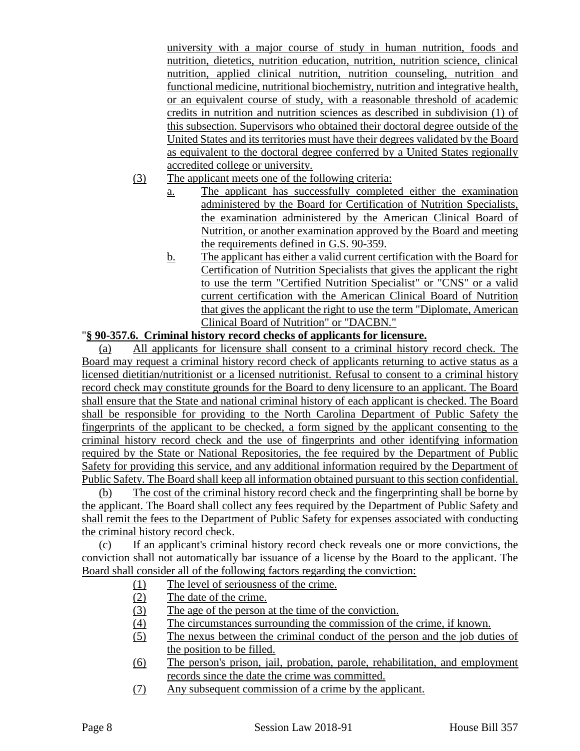university with a major course of study in human nutrition, foods and nutrition, dietetics, nutrition education, nutrition, nutrition science, clinical nutrition, applied clinical nutrition, nutrition counseling, nutrition and functional medicine, nutritional biochemistry, nutrition and integrative health, or an equivalent course of study, with a reasonable threshold of academic credits in nutrition and nutrition sciences as described in subdivision (1) of this subsection. Supervisors who obtained their doctoral degree outside of the United States and its territories must have their degrees validated by the Board as equivalent to the doctoral degree conferred by a United States regionally accredited college or university.

(3) The applicant meets one of the following criteria:

a. The applicant has successfully completed either the examination administered by the Board for Certification of Nutrition Specialists, the examination administered by the American Clinical Board of Nutrition, or another examination approved by the Board and meeting the requirements defined in G.S. 90-359.

b. The applicant has either a valid current certification with the Board for Certification of Nutrition Specialists that gives the applicant the right to use the term "Certified Nutrition Specialist" or "CNS" or a valid current certification with the American Clinical Board of Nutrition that gives the applicant the right to use the term "Diplomate, American Clinical Board of Nutrition" or "DACBN."

"**§ 90-357.6. Criminal history record checks of applicants for licensure.**

(a) All applicants for licensure shall consent to a criminal history record check. The Board may request a criminal history record check of applicants returning to active status as a licensed dietitian/nutritionist or a licensed nutritionist. Refusal to consent to a criminal history record check may constitute grounds for the Board to deny licensure to an applicant. The Board shall ensure that the State and national criminal history of each applicant is checked. The Board shall be responsible for providing to the North Carolina Department of Public Safety the fingerprints of the applicant to be checked, a form signed by the applicant consenting to the criminal history record check and the use of fingerprints and other identifying information required by the State or National Repositories, the fee required by the Department of Public Safety for providing this service, and any additional information required by the Department of Public Safety. The Board shall keep all information obtained pursuant to this section confidential.

(b) The cost of the criminal history record check and the fingerprinting shall be borne by the applicant. The Board shall collect any fees required by the Department of Public Safety and shall remit the fees to the Department of Public Safety for expenses associated with conducting the criminal history record check.

(c) If an applicant's criminal history record check reveals one or more convictions, the conviction shall not automatically bar issuance of a license by the Board to the applicant. The Board shall consider all of the following factors regarding the conviction:

(1) The level of seriousness of the crime.
(2) The date of the crime.
(3) The age of the person at the time of the conviction.
(4) The circumstances surrounding the commission of the crime, if known.
(5) The nexus between the criminal conduct of the person and the job duties of the position to be filled.
(6) The person's prison, jail, probation, parole, rehabilitation, and employment records since the date the crime was committed.
(7) Any subsequent commission of a crime by the applicant.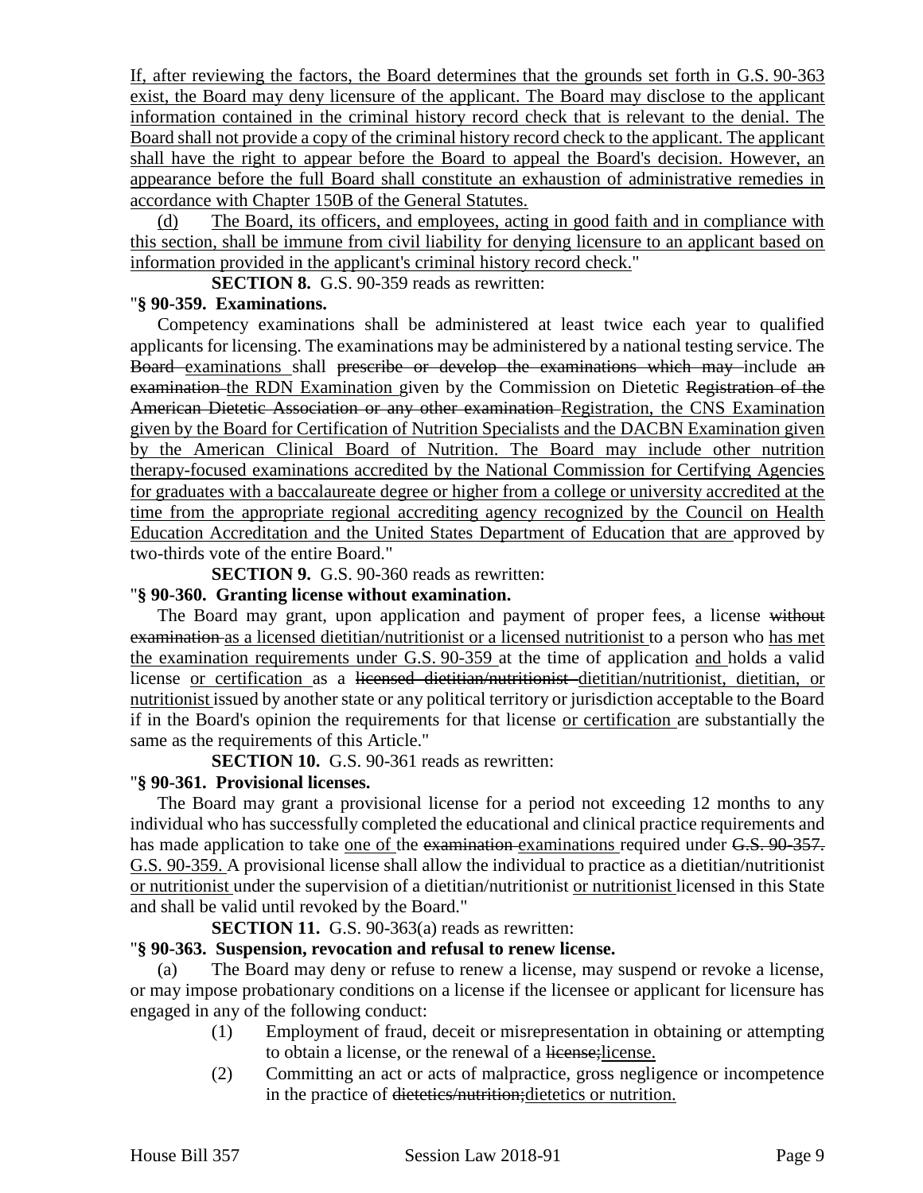If, after reviewing the factors, the Board determines that the grounds set forth in G.S. 90-363 exist, the Board may deny licensure of the applicant. The Board may disclose to the applicant information contained in the criminal history record check that is relevant to the denial. The Board shall not provide a copy of the criminal history record check to the applicant. The applicant shall have the right to appear before the Board to appeal the Board's decision. However, an appearance before the full Board shall constitute an exhaustion of administrative remedies in accordance with Chapter 150B of the General Statutes.

(d) The Board, its officers, and employees, acting in good faith and in compliance with this section, shall be immune from civil liability for denying licensure to an applicant based on information provided in the applicant's criminal history record check."

**SECTION 8.** G.S. 90-359 reads as rewritten:

"**§ 90-359. Examinations.**

Competency examinations shall be administered at least twice each year to qualified applicants for licensing. The examinations may be administered by a national testing service. The ~~Board~~ examinations shall ~~prescribe or develop the examinations which may~~ include ~~an examination~~ the RDN Examination given by the Commission on Dietetic ~~Registration of the American Dietetic Association or any other examination~~ Registration, the CNS Examination given by the Board for Certification of Nutrition Specialists and the DACBN Examination given by the American Clinical Board of Nutrition. The Board may include other nutrition therapy-focused examinations accredited by the National Commission for Certifying Agencies for graduates with a baccalaureate degree or higher from a college or university accredited at the time from the appropriate regional accrediting agency recognized by the Council on Health Education Accreditation and the United States Department of Education that are approved by two-thirds vote of the entire Board."

**SECTION 9.** G.S. 90-360 reads as rewritten:

"**§ 90-360. Granting license without examination.**

The Board may grant, upon application and payment of proper fees, a license ~~without examination~~ as a licensed dietitian/nutritionist or a licensed nutritionist to a person who has met the examination requirements under G.S. 90-359 at the time of application and holds a valid license or certification as a ~~licensed dietitian/nutritionist~~ dietitian/nutritionist, dietitian, or nutritionist issued by another state or any political territory or jurisdiction acceptable to the Board if in the Board's opinion the requirements for that license or certification are substantially the same as the requirements of this Article."

**SECTION 10.** G.S. 90-361 reads as rewritten:

"**§ 90-361. Provisional licenses.**

The Board may grant a provisional license for a period not exceeding 12 months to any individual who has successfully completed the educational and clinical practice requirements and has made application to take one of the ~~examination~~ examinations required under ~~G.S. 90-357.~~ G.S. 90-359. A provisional license shall allow the individual to practice as a dietitian/nutritionist or nutritionist under the supervision of a dietitian/nutritionist or nutritionist licensed in this State and shall be valid until revoked by the Board."

**SECTION 11.** G.S. 90-363(a) reads as rewritten:

"**§ 90-363. Suspension, revocation and refusal to renew license.**

(a) The Board may deny or refuse to renew a license, may suspend or revoke a license, or may impose probationary conditions on a license if the licensee or applicant for licensure has engaged in any of the following conduct:

(1) Employment of fraud, deceit or misrepresentation in obtaining or attempting to obtain a license, or the renewal of a ~~license;~~license.

(2) Committing an act or acts of malpractice, gross negligence or incompetence in the practice of ~~dietetics/nutrition;~~dietetics or nutrition.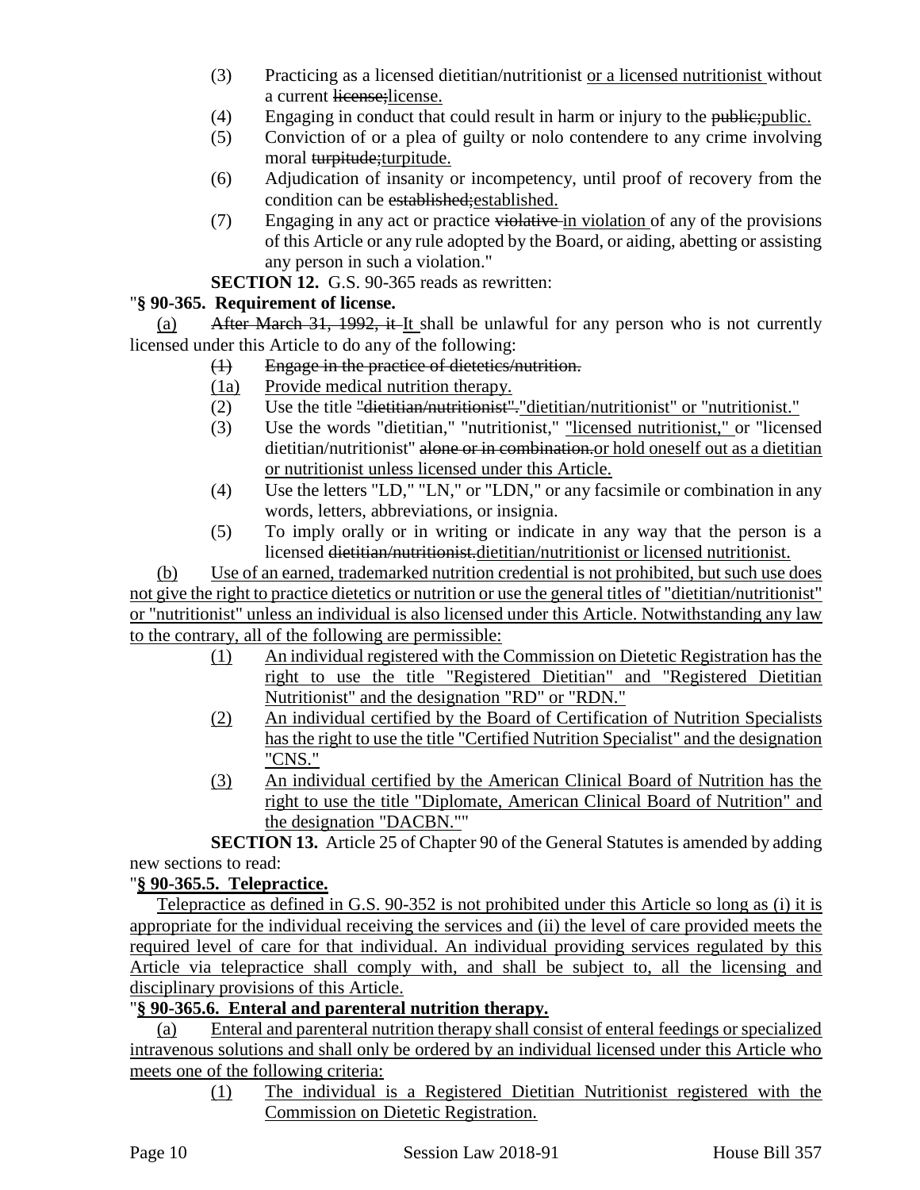(3) Practicing as a licensed dietitian/nutritionist or a licensed nutritionist without a current ~~license;~~license.

(4) Engaging in conduct that could result in harm or injury to the ~~public;~~public.

(5) Conviction of or a plea of guilty or nolo contendere to any crime involving moral ~~turpitude;~~turpitude.

(6) Adjudication of insanity or incompetency, until proof of recovery from the condition can be ~~established;~~established.

(7) Engaging in any act or practice ~~violative~~ in violation of any of the provisions of this Article or any rule adopted by the Board, or aiding, abetting or assisting any person in such a violation."

**SECTION 12.** G.S. 90-365 reads as rewritten:

"**§ 90-365. Requirement of license.**

(a) ~~After March 31, 1992, it~~ It shall be unlawful for any person who is not currently licensed under this Article to do any of the following:

~~(1) Engage in the practice of dietetics/nutrition.~~

(1a) Provide medical nutrition therapy.

(2) Use the title ~~"dietitian/nutritionist".~~"dietitian/nutritionist" or "nutritionist."

(3) Use the words "dietitian," "nutritionist," "licensed nutritionist," or "licensed dietitian/nutritionist" ~~alone or in combination.~~or hold oneself out as a dietitian or nutritionist unless licensed under this Article.

(4) Use the letters "LD," "LN," or "LDN," or any facsimile or combination in any words, letters, abbreviations, or insignia.

(5) To imply orally or in writing or indicate in any way that the person is a licensed ~~dietitian/nutritionist.~~dietitian/nutritionist or licensed nutritionist.

(b) Use of an earned, trademarked nutrition credential is not prohibited, but such use does not give the right to practice dietetics or nutrition or use the general titles of "dietitian/nutritionist" or "nutritionist" unless an individual is also licensed under this Article. Notwithstanding any law to the contrary, all of the following are permissible:

(1) An individual registered with the Commission on Dietetic Registration has the right to use the title "Registered Dietitian" and "Registered Dietitian Nutritionist" and the designation "RD" or "RDN."

(2) An individual certified by the Board of Certification of Nutrition Specialists has the right to use the title "Certified Nutrition Specialist" and the designation "CNS."

(3) An individual certified by the American Clinical Board of Nutrition has the right to use the title "Diplomate, American Clinical Board of Nutrition" and the designation "DACBN.""

**SECTION 13.** Article 25 of Chapter 90 of the General Statutes is amended by adding new sections to read:

"**§ 90-365.5. Telepractice.**

Telepractice as defined in G.S. 90-352 is not prohibited under this Article so long as (i) it is appropriate for the individual receiving the services and (ii) the level of care provided meets the required level of care for that individual. An individual providing services regulated by this Article via telepractice shall comply with, and shall be subject to, all the licensing and disciplinary provisions of this Article.

"**§ 90-365.6. Enteral and parenteral nutrition therapy.**

(a) Enteral and parenteral nutrition therapy shall consist of enteral feedings or specialized intravenous solutions and shall only be ordered by an individual licensed under this Article who meets one of the following criteria:

(1) The individual is a Registered Dietitian Nutritionist registered with the Commission on Dietetic Registration.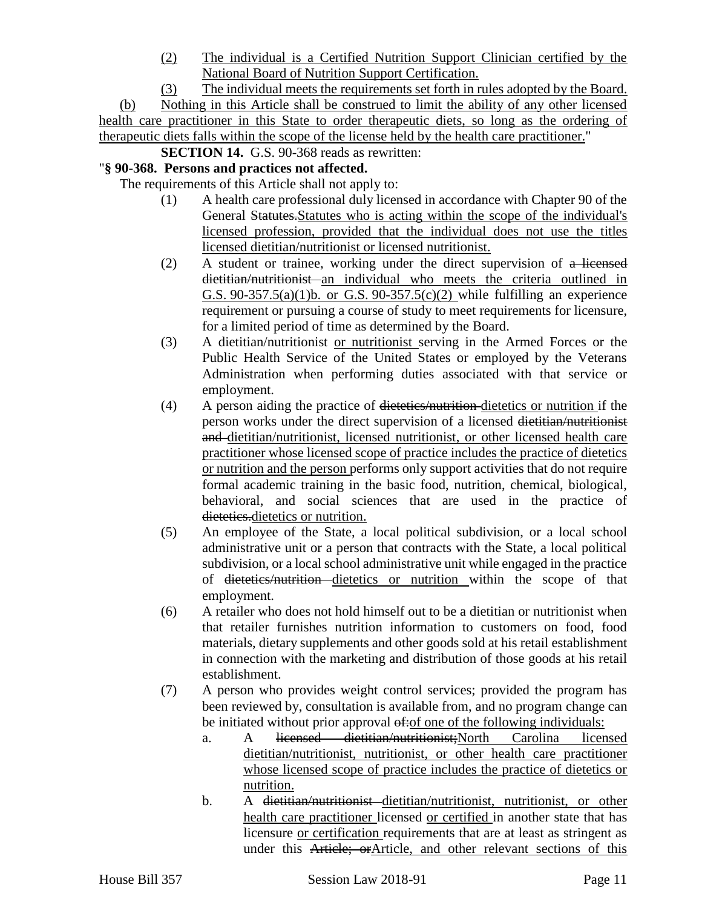(2) The individual is a Certified Nutrition Support Clinician certified by the National Board of Nutrition Support Certification.

(3) The individual meets the requirements set forth in rules adopted by the Board.

(b) Nothing in this Article shall be construed to limit the ability of any other licensed health care practitioner in this State to order therapeutic diets, so long as the ordering of therapeutic diets falls within the scope of the license held by the health care practitioner."

**SECTION 14.** G.S. 90-368 reads as rewritten:

"**§ 90-368. Persons and practices not affected.**

The requirements of this Article shall not apply to:

(1) A health care professional duly licensed in accordance with Chapter 90 of the General ~~Statutes.~~Statutes who is acting within the scope of the individual's licensed profession, provided that the individual does not use the titles licensed dietitian/nutritionist or licensed nutritionist.

(2) A student or trainee, working under the direct supervision of ~~a licensed dietitian/nutritionist~~ an individual who meets the criteria outlined in G.S. 90-357.5(a)(1)b. or G.S. 90-357.5(c)(2) while fulfilling an experience requirement or pursuing a course of study to meet requirements for licensure, for a limited period of time as determined by the Board.

(3) A dietitian/nutritionist or nutritionist serving in the Armed Forces or the Public Health Service of the United States or employed by the Veterans Administration when performing duties associated with that service or employment.

(4) A person aiding the practice of ~~dietetics/nutrition~~ dietetics or nutrition if the person works under the direct supervision of a licensed ~~dietitian/nutritionist and~~ dietitian/nutritionist, licensed nutritionist, or other licensed health care practitioner whose licensed scope of practice includes the practice of dietetics or nutrition and the person performs only support activities that do not require formal academic training in the basic food, nutrition, chemical, biological, behavioral, and social sciences that are used in the practice of ~~dietetics.~~dietetics or nutrition.

(5) An employee of the State, a local political subdivision, or a local school administrative unit or a person that contracts with the State, a local political subdivision, or a local school administrative unit while engaged in the practice of ~~dietetics/nutrition~~ dietetics or nutrition within the scope of that employment.

(6) A retailer who does not hold himself out to be a dietitian or nutritionist when that retailer furnishes nutrition information to customers on food, food materials, dietary supplements and other goods sold at his retail establishment in connection with the marketing and distribution of those goods at his retail establishment.

(7) A person who provides weight control services; provided the program has been reviewed by, consultation is available from, and no program change can be initiated without prior approval ~~of:~~of one of the following individuals:

a. A ~~licensed dietitian/nutritionist;~~North Carolina licensed dietitian/nutritionist, nutritionist, or other health care practitioner whose licensed scope of practice includes the practice of dietetics or nutrition.

b. A ~~dietitian/nutritionist~~ dietitian/nutritionist, nutritionist, or other health care practitioner licensed or certified in another state that has licensure or certification requirements that are at least as stringent as under this ~~Article; or~~Article, and other relevant sections of this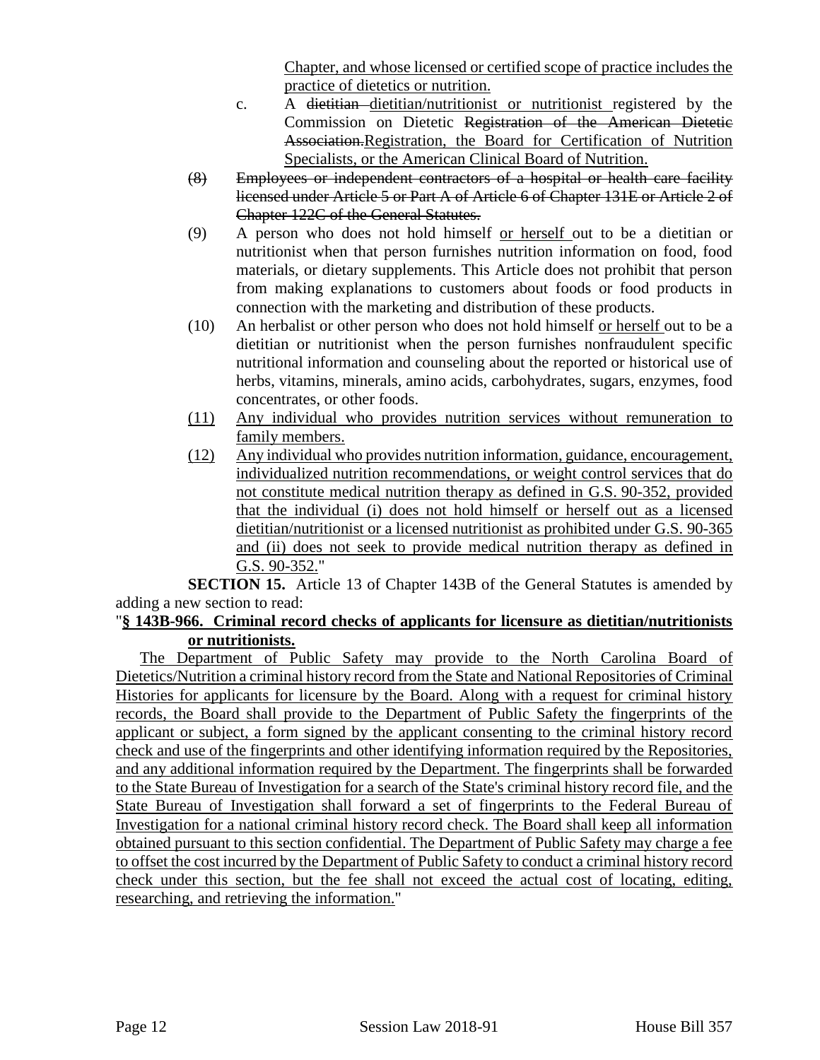Chapter, and whose licensed or certified scope of practice includes the practice of dietetics or nutrition.

c. A ~~dietitian~~ dietitian/nutritionist or nutritionist registered by the Commission on Dietetic ~~Registration of the American Dietetic Association.~~Registration, the Board for Certification of Nutrition Specialists, or the American Clinical Board of Nutrition.

~~(8) Employees or independent contractors of a hospital or health care facility licensed under Article 5 or Part A of Article 6 of Chapter 131E or Article 2 of Chapter 122C of the General Statutes.~~

(9) A person who does not hold himself or herself out to be a dietitian or nutritionist when that person furnishes nutrition information on food, food materials, or dietary supplements. This Article does not prohibit that person from making explanations to customers about foods or food products in connection with the marketing and distribution of these products.

(10) An herbalist or other person who does not hold himself or herself out to be a dietitian or nutritionist when the person furnishes nonfraudulent specific nutritional information and counseling about the reported or historical use of herbs, vitamins, minerals, amino acids, carbohydrates, sugars, enzymes, food concentrates, or other foods.

(11) Any individual who provides nutrition services without remuneration to family members.

(12) Any individual who provides nutrition information, guidance, encouragement, individualized nutrition recommendations, or weight control services that do not constitute medical nutrition therapy as defined in G.S. 90-352, provided that the individual (i) does not hold himself or herself out as a licensed dietitian/nutritionist or a licensed nutritionist as prohibited under G.S. 90-365 and (ii) does not seek to provide medical nutrition therapy as defined in G.S. 90-352."

**SECTION 15.** Article 13 of Chapter 143B of the General Statutes is amended by adding a new section to read:

"**§ 143B-966. Criminal record checks of applicants for licensure as dietitian/nutritionists or nutritionists.**

The Department of Public Safety may provide to the North Carolina Board of Dietetics/Nutrition a criminal history record from the State and National Repositories of Criminal Histories for applicants for licensure by the Board. Along with a request for criminal history records, the Board shall provide to the Department of Public Safety the fingerprints of the applicant or subject, a form signed by the applicant consenting to the criminal history record check and use of the fingerprints and other identifying information required by the Repositories, and any additional information required by the Department. The fingerprints shall be forwarded to the State Bureau of Investigation for a search of the State's criminal history record file, and the State Bureau of Investigation shall forward a set of fingerprints to the Federal Bureau of Investigation for a national criminal history record check. The Board shall keep all information obtained pursuant to this section confidential. The Department of Public Safety may charge a fee to offset the cost incurred by the Department of Public Safety to conduct a criminal history record check under this section, but the fee shall not exceed the actual cost of locating, editing, researching, and retrieving the information."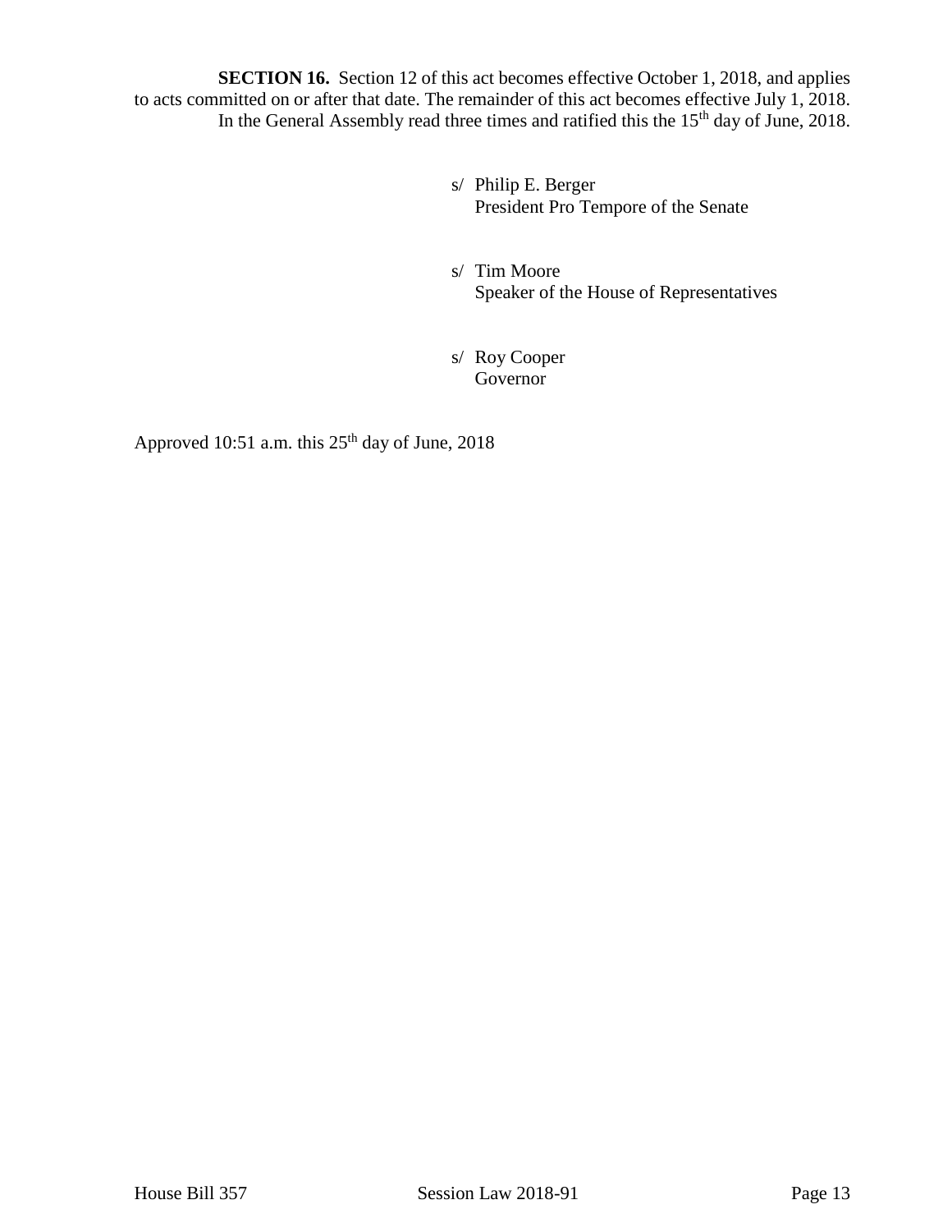**SECTION 16.** Section 12 of this act becomes effective October 1, 2018, and applies to acts committed on or after that date. The remainder of this act becomes effective July 1, 2018.

In the General Assembly read three times and ratified this the 15th day of June, 2018.

s/ Philip E. Berger
President Pro Tempore of the Senate

s/ Tim Moore
Speaker of the House of Representatives

s/ Roy Cooper
Governor

Approved 10:51 a.m. this 25th day of June, 2018